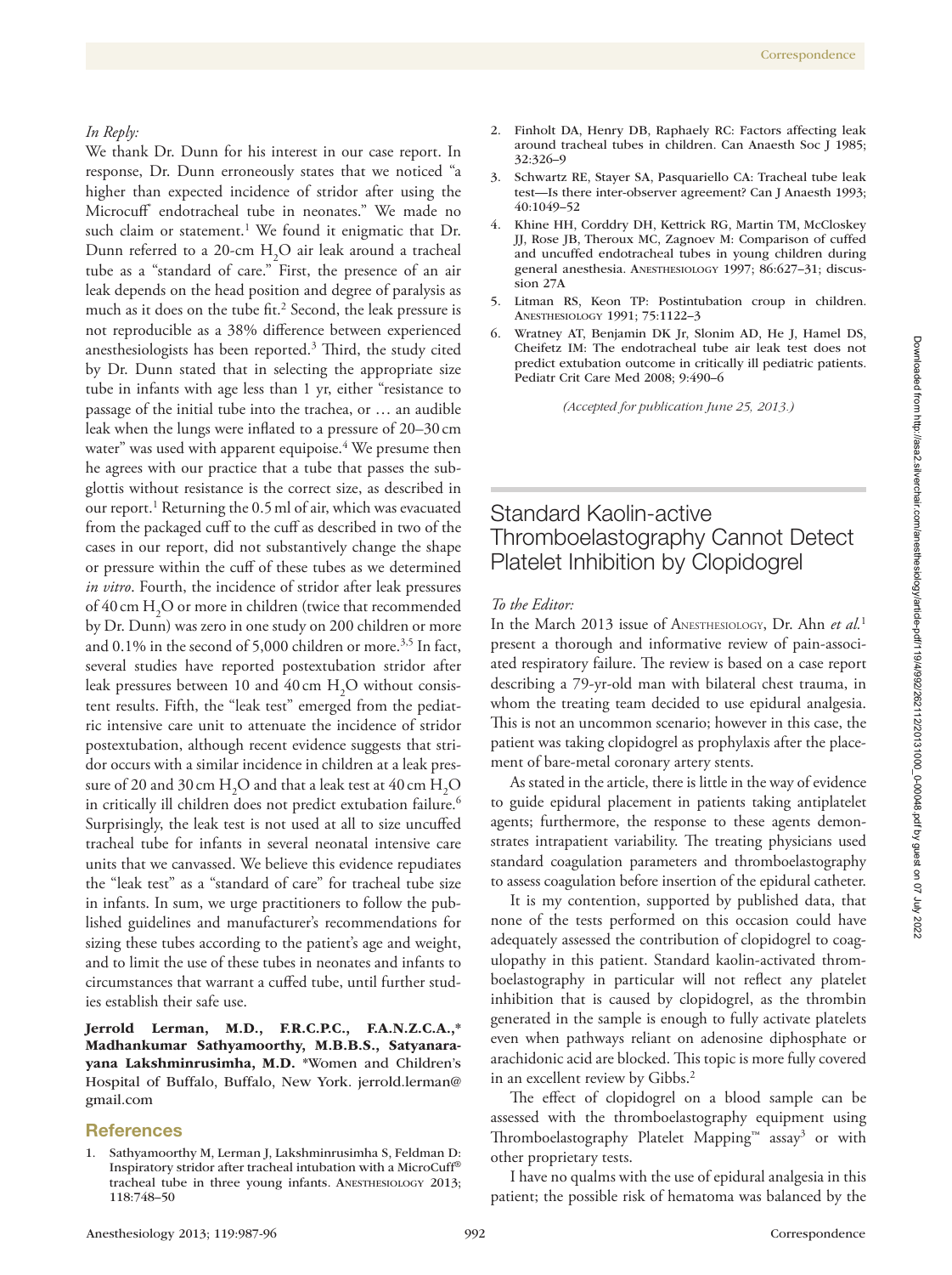*In Reply:*

We thank Dr. Dunn for his interest in our case report. In response, Dr. Dunn erroneously states that we noticed "a higher than expected incidence of stridor after using the Microcuff endotracheal tube in neonates." We made no such claim or statement.[1] We found it enigmatic that Dr. Dunn referred to a 20-cm $H_2O$ air leak around a tracheal tube as a "standard of care." First, the presence of an air leak depends on the head position and degree of paralysis as much as it does on the tube fit.[2] Second, the leak pressure is not reproducible as a 38% difference between experienced anesthesiologists has been reported.[3] Third, the study cited by Dr. Dunn stated that in selecting the appropriate size tube in infants with age less than 1 yr, either "resistance to passage of the initial tube into the trachea, or … an audible leak when the lungs were inflated to a pressure of 20–30 cm water" was used with apparent equipoise.[4] We presume then he agrees with our practice that a tube that passes the subglottis without resistance is the correct size, as described in our report.[1] Returning the 0.5 ml of air, which was evacuated from the packaged cuff to the cuff as described in two of the cases in our report, did not substantively change the shape or pressure within the cuff of these tubes as we determined *in vitro*. Fourth, the incidence of stridor after leak pressures of 40 cm $H_2O$ or more in children (twice that recommended by Dr. Dunn) was zero in one study on 200 children or more and 0.1% in the second of 5,000 children or more.[3,5] In fact, several studies have reported postextubation stridor after leak pressures between 10 and 40 cm $H_2O$ without consistent results. Fifth, the "leak test" emerged from the pediatric intensive care unit to attenuate the incidence of stridor postextubation, although recent evidence suggests that stridor occurs with a similar incidence in children at a leak pressure of 20 and 30 cm $H_2O$ and that a leak test at 40 cm $H_2O$ in critically ill children does not predict extubation failure.[6] Surprisingly, the leak test is not used at all to size uncuffed tracheal tube for infants in several neonatal intensive care units that we canvassed. We believe this evidence repudiates the "leak test" as a "standard of care" for tracheal tube size in infants. In sum, we urge practitioners to follow the published guidelines and manufacturer's recommendations for sizing these tubes according to the patient's age and weight, and to limit the use of these tubes in neonates and infants to circumstances that warrant a cuffed tube, until further studies establish their safe use.

**Jerrold Lerman, M.D., F.R.C.P.C., F.A.N.Z.C.A.,\* Madhankumar Sathyamoorthy, M.B.B.S., Satyanarayana Lakshminrusimha, M.D.** \*Women and Children's Hospital of Buffalo, Buffalo, New York. jerrold.lerman@gmail.com

## References

1. Sathyamoorthy M, Lerman J, Lakshminrusimha S, Feldman D: Inspiratory stridor after tracheal intubation with a MicroCuff® tracheal tube in three young infants. Anesthesiology 2013; 118:748–50
2. Finholt DA, Henry DB, Raphaely RC: Factors affecting leak around tracheal tubes in children. Can Anaesth Soc J 1985; 32:326–9
3. Schwartz RE, Stayer SA, Pasquariello CA: Tracheal tube leak test—Is there inter-observer agreement? Can J Anaesth 1993; 40:1049–52
4. Khine HH, Corddry DH, Kettrick RG, Martin TM, McCloskey JJ, Rose JB, Theroux MC, Zagnoev M: Comparison of cuffed and uncuffed endotracheal tubes in young children during general anesthesia. Anesthesiology 1997; 86:627–31; discussion 27A
5. Litman RS, Keon TP: Postintubation croup in children. Anesthesiology 1991; 75:1122–3
6. Wratney AT, Benjamin DK Jr, Slonim AD, He J, Hamel DS, Cheifetz IM: The endotracheal tube air leak test does not predict extubation outcome in critically ill pediatric patients. Pediatr Crit Care Med 2008; 9:490–6

*(Accepted for publication June 25, 2013.)*

# Standard Kaolin-active Thromboelastography Cannot Detect Platelet Inhibition by Clopidogrel

*To the Editor:*

In the March 2013 issue of Anesthesiology, Dr. Ahn *et al.*[1] present a thorough and informative review of pain-associated respiratory failure. The review is based on a case report describing a 79-yr-old man with bilateral chest trauma, in whom the treating team decided to use epidural analgesia. This is not an uncommon scenario; however in this case, the patient was taking clopidogrel as prophylaxis after the placement of bare-metal coronary artery stents.

As stated in the article, there is little in the way of evidence to guide epidural placement in patients taking antiplatelet agents; furthermore, the response to these agents demonstrates intrapatient variability. The treating physicians used standard coagulation parameters and thromboelastography to assess coagulation before insertion of the epidural catheter.

It is my contention, supported by published data, that none of the tests performed on this occasion could have adequately assessed the contribution of clopidogrel to coagulopathy in this patient. Standard kaolin-activated thromboelastography in particular will not reflect any platelet inhibition that is caused by clopidogrel, as the thrombin generated in the sample is enough to fully activate platelets even when pathways reliant on adenosine diphosphate or arachidonic acid are blocked. This topic is more fully covered in an excellent review by Gibbs.[2]

The effect of clopidogrel on a blood sample can be assessed with the thromboelastography equipment using Thromboelastography Platelet Mapping™ assay[3] or with other proprietary tests.

I have no qualms with the use of epidural analgesia in this patient; the possible risk of hematoma was balanced by the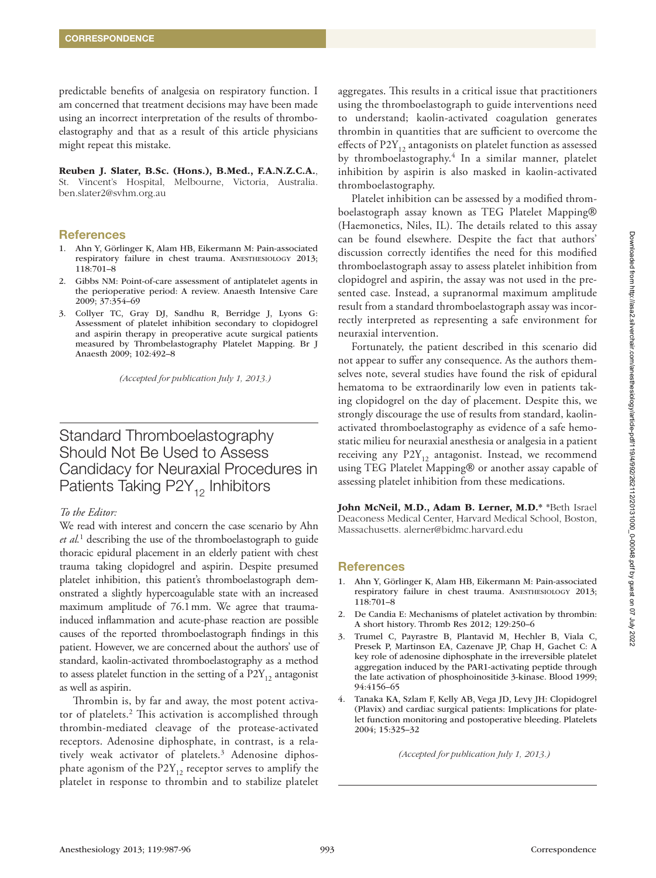predictable benefits of analgesia on respiratory function. I am concerned that treatment decisions may have been made using an incorrect interpretation of the results of thromboelastography and that as a result of this article physicians might repeat this mistake.

**Reuben J. Slater, B.Sc. (Hons.), B.Med., F.A.N.Z.C.A.**, St. Vincent's Hospital, Melbourne, Victoria, Australia. ben.slater2@svhm.org.au

## References

1. Ahn Y, Görlinger K, Alam HB, Eikermann M: Pain-associated respiratory failure in chest trauma. Anesthesiology 2013; 118:701–8
2. Gibbs NM: Point-of-care assessment of antiplatelet agents in the perioperative period: A review. Anaesth Intensive Care 2009; 37:354–69
3. Collyer TC, Gray DJ, Sandhu R, Berridge J, Lyons G: Assessment of platelet inhibition secondary to clopidogrel and aspirin therapy in preoperative acute surgical patients measured by Thrombelastography Platelet Mapping. Br J Anaesth 2009; 102:492–8

*(Accepted for publication July 1, 2013.)*

# Standard Thromboelastography Should Not Be Used to Assess Candidacy for Neuraxial Procedures in Patients Taking $P2Y_{12}$ Inhibitors

*To the Editor:*

We read with interest and concern the case scenario by Ahn *et al.*[1] describing the use of the thromboelastograph to guide thoracic epidural placement in an elderly patient with chest trauma taking clopidogrel and aspirin. Despite presumed platelet inhibition, this patient's thromboelastograph demonstrated a slightly hypercoagulable state with an increased maximum amplitude of 76.1mm. We agree that trauma-induced inflammation and acute-phase reaction are possible causes of the reported thromboelastograph findings in this patient. However, we are concerned about the authors' use of standard, kaolin-activated thromboelastography as a method to assess platelet function in the setting of a $P2Y_{12}$ antagonist as well as aspirin.

Thrombin is, by far and away, the most potent activator of platelets.[2] This activation is accomplished through thrombin-mediated cleavage of the protease-activated receptors. Adenosine diphosphate, in contrast, is a relatively weak activator of platelets.[3] Adenosine diphosphate agonism of the $P2Y_{12}$ receptor serves to amplify the platelet in response to thrombin and to stabilize platelet aggregates. This results in a critical issue that practitioners using the thromboelastograph to guide interventions need to understand; kaolin-activated coagulation generates thrombin in quantities that are sufficient to overcome the effects of $P2Y_{12}$ antagonists on platelet function as assessed by thromboelastography.[4] In a similar manner, platelet inhibition by aspirin is also masked in kaolin-activated thromboelastography.

Platelet inhibition can be assessed by a modified thromboelastograph assay known as TEG Platelet Mapping® (Haemonetics, Niles, IL). The details related to this assay can be found elsewhere. Despite the fact that authors' discussion correctly identifies the need for this modified thromboelastograph assay to assess platelet inhibition from clopidogrel and aspirin, the assay was not used in the presented case. Instead, a supranormal maximum amplitude result from a standard thromboelastograph assay was incorrectly interpreted as representing a safe environment for neuraxial intervention.

Fortunately, the patient described in this scenario did not appear to suffer any consequence. As the authors themselves note, several studies have found the risk of epidural hematoma to be extraordinarily low even in patients taking clopidogrel on the day of placement. Despite this, we strongly discourage the use of results from standard, kaolin-activated thromboelastography as evidence of a safe hemostatic milieu for neuraxial anesthesia or analgesia in a patient receiving any $P2Y_{12}$ antagonist. Instead, we recommend using TEG Platelet Mapping® or another assay capable of assessing platelet inhibition from these medications.

**John McNeil, M.D., Adam B. Lerner, M.D.*** *Beth Israel Deaconess Medical Center, Harvard Medical School, Boston, Massachusetts. alerner@bidmc.harvard.edu

## References

1. Ahn Y, Görlinger K, Alam HB, Eikermann M: Pain-associated respiratory failure in chest trauma. Anesthesiology 2013; 118:701–8
2. De Candia E: Mechanisms of platelet activation by thrombin: A short history. Thromb Res 2012; 129:250–6
3. Trumel C, Payrastre B, Plantavid M, Hechler B, Viala C, Presek P, Martinson EA, Cazenave JP, Chap H, Gachet C: A key role of adenosine diphosphate in the irreversible platelet aggregation induced by the PAR1-activating peptide through the late activation of phosphoinositide 3-kinase. Blood 1999; 94:4156–65
4. Tanaka KA, Szlam F, Kelly AB, Vega JD, Levy JH: Clopidogrel (Plavix) and cardiac surgical patients: Implications for platelet function monitoring and postoperative bleeding. Platelets 2004; 15:325–32

*(Accepted for publication July 1, 2013.)*